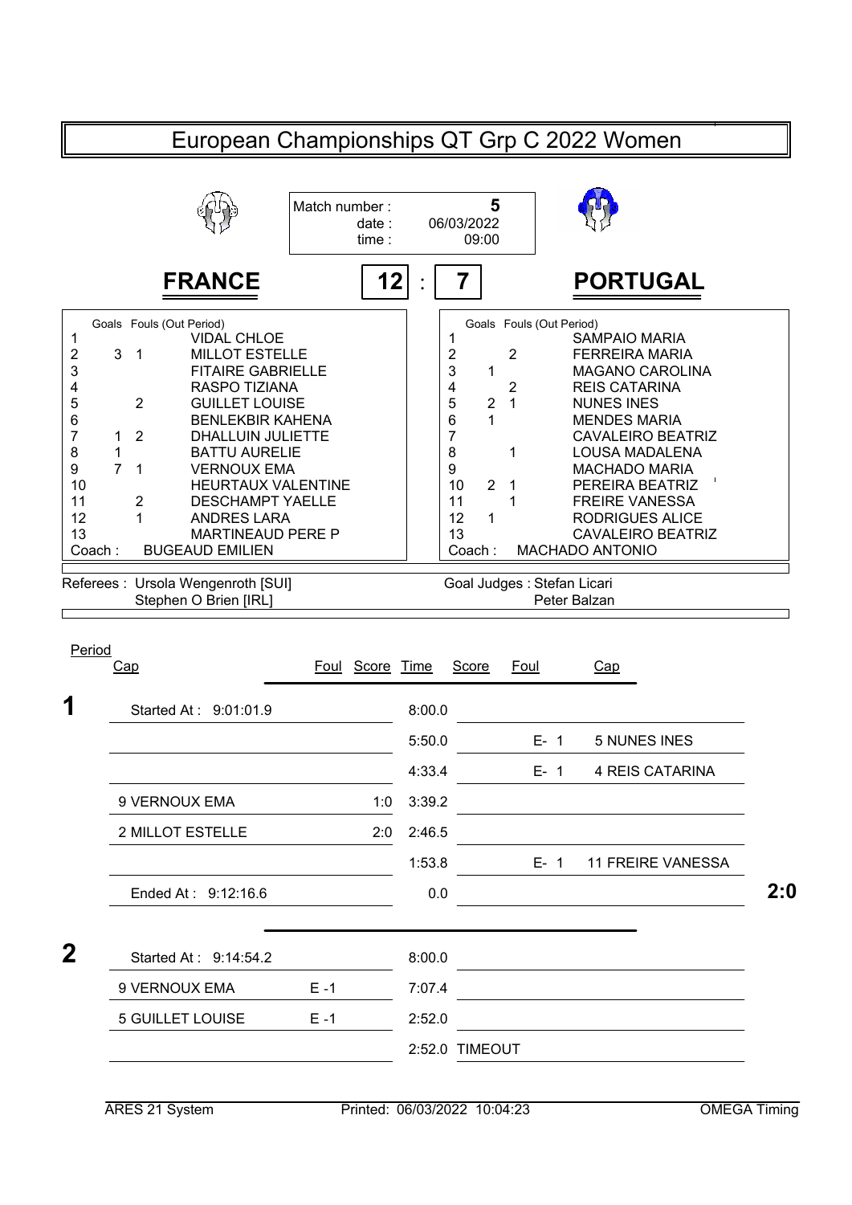# European Championships QT Grp C 2022 Women

Match number : **5**
date : 06/03/2022
time : 09:00

## FRANCE 12 : 7 PORTUGAL

| Cap | Goals | Fouls (Out Period) | FRANCE |
|---|---|---|---|
| 1 | | | VIDAL CHLOE |
| 2 | 3 | 1 | MILLOT ESTELLE |
| 3 | | | FITAIRE GABRIELLE |
| 4 | | | RASPO TIZIANA |
| 5 | | 2 | GUILLET LOUISE |
| 6 | | | BENLEKBIR KAHENA |
| 7 | 1 | 2 | DHALLUIN JULIETTE |
| 8 | 1 | | BATTU AURELIE |
| 9 | 7 | 1 | VERNOUX EMA |
| 10 | | | HEURTAUX VALENTINE |
| 11 | | 2 | DESCHAMPT YAELLE |
| 12 | | 1 | ANDRES LARA |
| 13 | | | MARTINEAUD PERE P |
| Coach : | | | BUGEAUD EMILIEN |

| Cap | Goals | Fouls (Out Period) | PORTUGAL |
|---|---|---|---|
| 1 | | | SAMPAIO MARIA |
| 2 | | 2 | FERREIRA MARIA |
| 3 | 1 | | MAGANO CAROLINA |
| 4 | | 2 | REIS CATARINA |
| 5 | 2 | 1 | NUNES INES |
| 6 | 1 | | MENDES MARIA |
| 7 | | | CAVALEIRO BEATRIZ |
| 8 | | 1 | LOUSA MADALENA |
| 9 | | | MACHADO MARIA |
| 10 | 2 | 1 | PEREIRA BEATRIZ |
| 11 | | 1 | FREIRE VANESSA |
| 12 | 1 | | RODRIGUES ALICE |
| 13 | | | CAVALEIRO BEATRIZ |
| Coach : | | | MACHADO ANTONIO |

Referees : Ursola Wengenroth [SUI], Stephen O Brien [IRL]

Goal Judges : Stefan Licari, Peter Balzan

| Period | Cap | Foul | Score | Time | Score | Foul | Cap | |
|---|---|---|---|---|---|---|---|---|
| **1** | Started At : 9:01:01.9 | | | 8:00.0 | | | | |
| | | | | 5:50.0 | | E- 1 | 5 NUNES INES | |
| | | | | 4:33.4 | | E- 1 | 4 REIS CATARINA | |
| | 9 VERNOUX EMA | | 1:0 | 3:39.2 | | | | |
| | 2 MILLOT ESTELLE | | 2:0 | 2:46.5 | | | | |
| | | | | 1:53.8 | | E- 1 | 11 FREIRE VANESSA | |
| | Ended At : 9:12:16.6 | | | 0.0 | | | | **2:0** |
| **2** | Started At : 9:14:54.2 | | | 8:00.0 | | | | |
| | 9 VERNOUX EMA | E -1 | | 7:07.4 | | | | |
| | 5 GUILLET LOUISE | E -1 | | 2:52.0 | | | | |
| | | | | 2:52.0 | TIMEOUT | | | |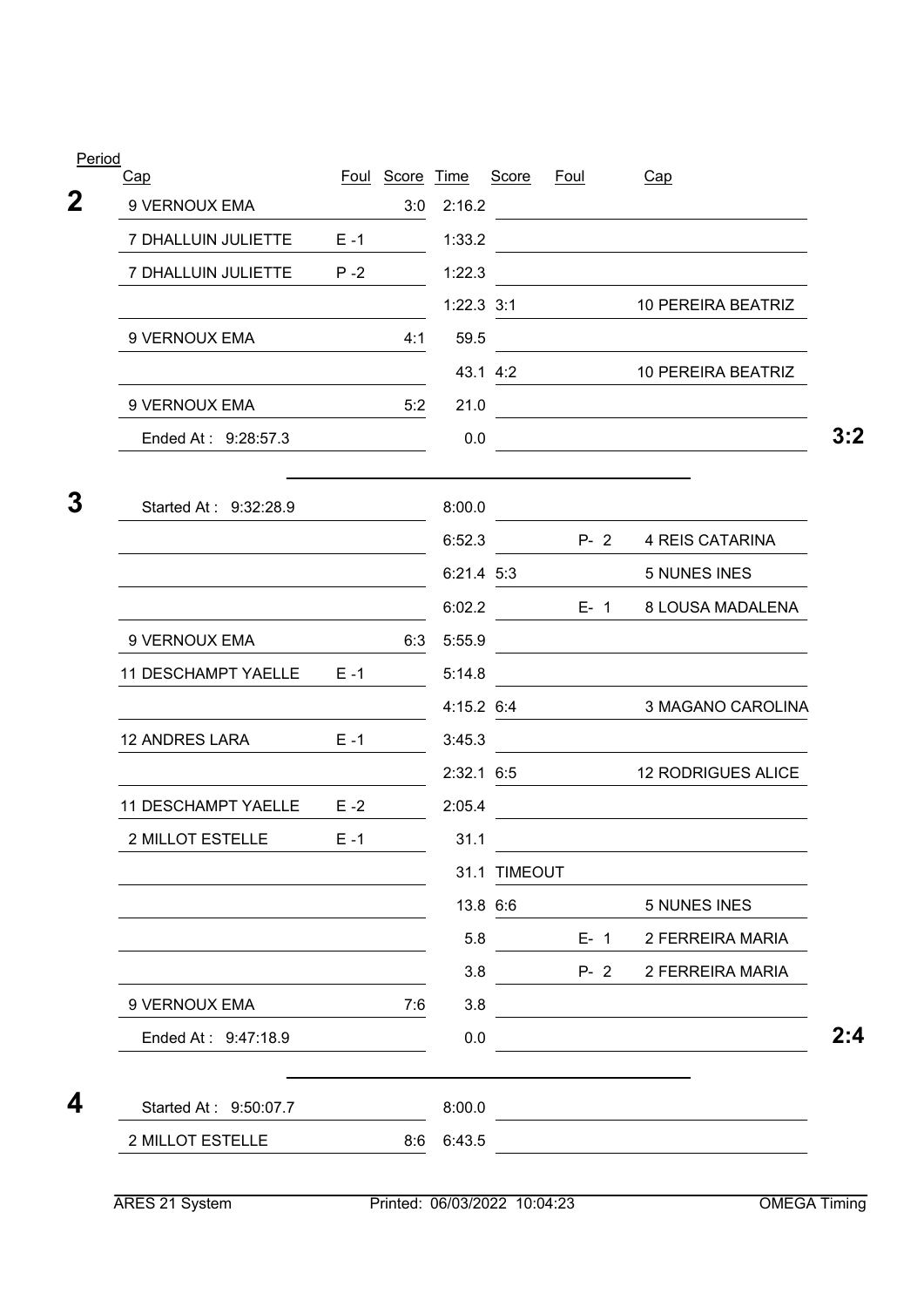| Period | Cap | Foul | Score | Time | Score | Foul | Cap | |
|---|---|---|---|---|---|---|---|---|
| **2** | 9 VERNOUX EMA | | 3:0 | 2:16.2 | | | | |
| | 7 DHALLUIN JULIETTE | E -1 | | 1:33.2 | | | | |
| | 7 DHALLUIN JULIETTE | P -2 | | 1:22.3 | | | | |
| | | | | 1:22.3 | 3:1 | | 10 PEREIRA BEATRIZ | |
| | 9 VERNOUX EMA | | 4:1 | 59.5 | | | | |
| | | | | 43.1 | 4:2 | | 10 PEREIRA BEATRIZ | |
| | 9 VERNOUX EMA | | 5:2 | 21.0 | | | | |
| | Ended At : 9:28:57.3 | | | 0.0 | | | | **3:2** |
| **3** | Started At : 9:32:28.9 | | | 8:00.0 | | | | |
| | | | | 6:52.3 | | P- 2 | 4 REIS CATARINA | |
| | | | | 6:21.4 | 5:3 | | 5 NUNES INES | |
| | | | | 6:02.2 | | E- 1 | 8 LOUSA MADALENA | |
| | 9 VERNOUX EMA | | 6:3 | 5:55.9 | | | | |
| | 11 DESCHAMPT YAELLE | E -1 | | 5:14.8 | | | | |
| | | | | 4:15.2 | 6:4 | | 3 MAGANO CAROLINA | |
| | 12 ANDRES LARA | E -1 | | 3:45.3 | | | | |
| | | | | 2:32.1 | 6:5 | | 12 RODRIGUES ALICE | |
| | 11 DESCHAMPT YAELLE | E -2 | | 2:05.4 | | | | |
| | 2 MILLOT ESTELLE | E -1 | | 31.1 | | | | |
| | | | | 31.1 | TIMEOUT | | | |
| | | | | 13.8 | 6:6 | | 5 NUNES INES | |
| | | | | 5.8 | | E- 1 | 2 FERREIRA MARIA | |
| | | | | 3.8 | | P- 2 | 2 FERREIRA MARIA | |
| | 9 VERNOUX EMA | | 7:6 | 3.8 | | | | |
| | Ended At : 9:47:18.9 | | | 0.0 | | | | **2:4** |
| **4** | Started At : 9:50:07.7 | | | 8:00.0 | | | | |
| | 2 MILLOT ESTELLE | | 8:6 | 6:43.5 | | | | |

ARES 21 System Printed: 06/03/2022 10:04:23 OMEGA Timing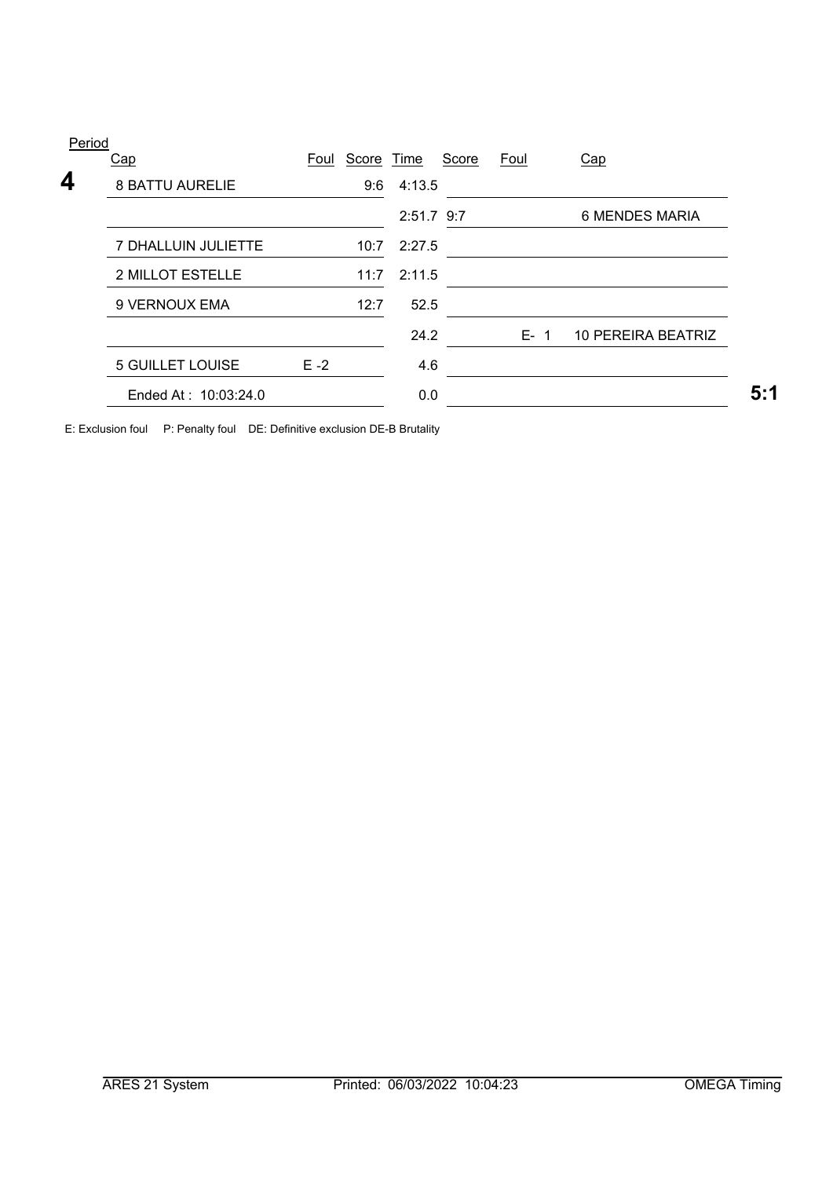| Period | Cap | Foul | Score | Time | Score | Foul | Cap | |
|---|---|---|---|---|---|---|---|---|
| **4** | 8 BATTU AURELIE | | 9:6 | 4:13.5 | | | | |
| | | | | 2:51.7 | 9:7 | | 6 MENDES MARIA | |
| | 7 DHALLUIN JULIETTE | | 10:7 | 2:27.5 | | | | |
| | 2 MILLOT ESTELLE | | 11:7 | 2:11.5 | | | | |
| | 9 VERNOUX EMA | | 12:7 | 52.5 | | | | |
| | | | | 24.2 | | E- 1 | 10 PEREIRA BEATRIZ | |
| | 5 GUILLET LOUISE | E -2 | | 4.6 | | | | |
| | Ended At : 10:03:24.0 | | | 0.0 | | | | **5:1** |

E: Exclusion foul P: Penalty foul DE: Definitive exclusion DE-B Brutality

ARES 21 System Printed: 06/03/2022 10:04:23 OMEGA Timing